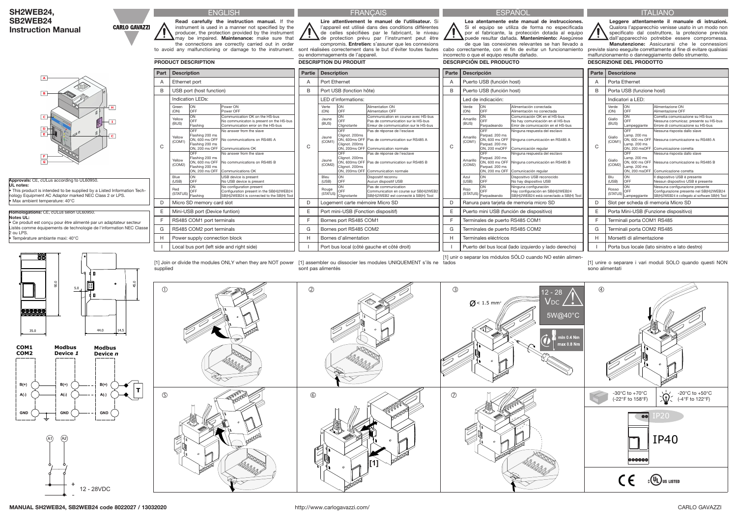# SH2WEB24, SB2WEB24 Instruction Manual

CARLO GAVAZZI

**Approvals:** CE, cULus according to UL60950.
**UL notes:**
- This product is intended to be supplied by a Listed Information Technology Equipment AC Adaptor marked NEC Class 2 or LPS.
- Max ambient temperature: 40°C

**Homologations:** CE, cULus selon UL60950.
**Notes UL:**
- Ce produit est conçu pour être alimenté par un adaptateur secteur Listés comme équipements de technologie de l'information NEC Classe 2 ou LPS.
- Température ambiante maxi: 40°C

COM1 COM2 — Modbus Device *1* — Modbus Device *n*

12 - 28VDC

## ENGLISH

**Read carefully the instruction manual.** If the instrument is used in a manner not specified by the producer, the protection provided by the instrument may be impaired. **Maintenance:** make sure that the connections are correctly carried out in order to avoid any malfunctioning or damage to the instrument.

### PRODUCT DESCRIPTION

| Part | Description | | |
|---|---|---|---|
| A | Ethernet port | | |
| B | USB port (host function) | | |
| C | Indication LEDs: | | |
| | Green (ON) | ON / OFF | Power ON / Power OFF |
| | Yellow (BUS) | ON / OFF / Flashing | Communication OK on the HS-bus / No communicaton is present on the HS-bus / Communication error on the HS-bus |
| | Yellow (COM1) | OFF / Flashing 200 ms ON, 600 ms OFF / Flashing 200 ms ON, 200 ms OFF | No answer from the slave / No communications on RS485 A / Communications OK |
| | Yellow (COM2) | OFF / Flashing 200 ms ON, 600 ms OFF / Flashing 200 ms ON, 200 ms OFF | No answer from the slave / No communications on RS485 B / Communications OK |
| | Blue (USB) | ON / OFF | USB device is present / No USB device is present |
| | Red (STATUS) | ON / OFF / Flashing | No configuration present / Configuration present in the SB(H)2WEB24 / SB(H)2WEB24 is connected to the SB(H) Tool |
| D | Micro SD memory card slot | | |
| E | Mini-USB port (Device funtion) | | |
| F | RS485 COM1 port terminals | | |
| G | RS485 COM2 port terminals | | |
| H | Power supply connection block | | |
| I | Local bus port (left side and right side) | | |

[1] Join or divide the modules ONLY when they are NOT power supplied

## FRANÇAIS

**Lire attentivement le manuel de l'utilisateur.** Si l'appareil est utilisé dans des conditions différentes de celles spécifiées par le fabricant, le niveau de protection prévu par l'instrument peut être compromis. **Entretien:** s'assurer que les connexions sont réalisées correctement dans le but d'éviter toutes fautes ou endommagements de l'appareil.

### DESCRIPTION DU PRODUIT

| Partie | Description | | |
|---|---|---|---|
| A | Port Ethernet | | |
| B | Port USB (fonction hôte) | | |
| C | LED d'informations: | | |
| | Verte (ON) | ON / OFF | Alimentation ON / Alimentation OFF |
| | Jaune (BUS) | ON / OFF / Clignotante | Communication en course avec HS-bus / Pas de communication sur le HS-bus / Erreur de communication sur le HS-bus |
| | Jaune (COM1) | OFF / Clignot. 200ms ON, 600ms OFF / Clignot. 200ms ON, 200ms OFF | Pas de réponse de l'esclave / Pas de communication sur RS485 A / Communication normale |
| | Jaune (COM2) | OFF / Clignot. 200ms ON, 600ms OFF / Clignot. 200ms ON, 200ms OFF | Pas de réponse de l'esclave / Pas de communication sur RS485 B / Communication normale |
| | Bleu (USB) | ON / OFF | Dispositif reconnu / Aucun dispositif USB |
| | Rouge (STATUS) | ON / OFF / Clignotante | Pas de communication / Communication en course sur SB(H)2WEB2 / SB(H)2WEB2 est connecté à SB(H) Tool |
| D | Logement carte mémoire Micro SD | | |
| E | Port mini-USB (Fonction dispositif) | | |
| F | Bornes port RS485 COM1 | | |
| G | Bornes port RS485 COM2 | | |
| H | Bornes d'alimentation | | |
| I | Port bus local (côté gauche et côté droit) | | |

[1] assembler ou dissocier les modules UNIQUEMENT s'ils ne sont pas alimentés

## ESPAÑOL

**Lea atentamente este manual de instrucciones.** Si el equipo se utiliza de forma no especificada por el fabricante, la protección dotada al equipo puede resultar dañada. **Mantenimiento:** Asegúrese de que las conexiones relevantes se han llevado a cabo correctamente, con el fin de evitar un funcionamiento incorrecto o que el equipo resulte dañado.

### DESCRIPCIÓN DEL PRODUCTO

| Parte | Descripción | | |
|---|---|---|---|
| A | Puerto USB (función host) | | |
| B | Puerto USB (función host) | | |
| C | Led de indicación: | | |
| | Verde (ON) | ON / OFF | Alimentación conectada / Alimentacion no conectada |
| | Amarillo (BUS) | ON / OFF / Parpadeando | Comunicación OK en el HS-bus / No hay comunicación en el HS-bus / Error de comunicación en el HS-bus |
| | Amarillo (COM1) | OFF / Parpad. 200 ms ON, 600 ms OFF / Parpad. 200 ms ON, 200 ms OFF | Ninguna respuesta del esclavo / Ninguna comunicación en RS485 A / Comunicación regular |
| | Amarillo (COM2) | OFF / Parpad. 200 ms ON, 600 ms OFF / Parpad. 200 ms ON, 200 ms OFF | Ninguna respuesta del esclavo / Ninguna comunicación en RS485 B / Comunicación regular |
| | Azul (USB) | ON / OFF | Dispositivo USB reconocido / No hay dispositivo USB |
| | Rojo (STATUS) | ON / OFF / Parpadeando | Ninguna configuración / Hay configuración en SB(H)2WEB24 / SB(H)2WEB24 está conectado a SB(H) Tool |
| D | Ranura para tarjeta de memoria micro SD | | |
| E | Puerto mini USB (función de dispositivo) | | |
| F | Terminales de puerto RS485 COM1 | | |
| G | Terminales de puerto RS485 COM2 | | |
| H | Terminales eléctricos | | |
| I | Puerto del bus local (lado izquierdo y lado derecho) | | |

[1] unir o separar los módulos SÓLO cuando NO estén alimentados

## ITALIANO

**Leggere attentamente il manuale di istruzioni.** Qualora l'apparecchio venisse usato in un modo non specificato dal costruttore, la protezione prevista dall'apparecchio potrebbe essere compromessa. **Manutenzione:** Assicurarsi che le connessioni previste siano eseguite correttamente al fine di evitare qualsiasi malfunzionamento o danneggiamento dello strumento.

### DESCRIZIONE DEL PRODOTTO

| Parte | Descrizione | | |
|---|---|---|---|
| A | Porta Ethernet | | |
| B | Porta USB (funzione host) | | |
| C | Indicatori a LED: | | |
| | Verde (ON) | ON / OFF | Alimentazione ON / Alimentazione OFF |
| | Giallo (BUS) | ON / OFF / Lampeggiante | Corretta comunicazione su HS-bus / Nessuna comunicaz. presente su HS-bus / Errore di comunicazione su HS-bus |
| | Giallo (COM1) | OFF / Lamp. 200 ms ON, 600 ms OFF / Lamp. 200 ms ON, 200 msOFF | Nessuna risposta dallo slave / Nessuna comunicazione su RS485 A / Comunicazione corretta |
| | Giallo (COM2) | OFF / Lamp. 200 ms ON, 600 ms OFF / Lamp. 200 ms ON, 200 msOFF | Nessuna risposta dallo slave / Nessuna comunicazione su RS485 B / Comunicazione corretta |
| | Blu (USB) | ON / OFF | Il dispositivo USB è presente / Nessun dispositivo USB è presente |
| | Rosso (STATUS) | ON / OFF / Lampeggiante | Nessuna configurazione presente / Configurazione presente nel SB(H)2WEB24 / SB(H)2WEB24 è collegato al software SB(H) Tool |
| D | Slot per scheda di memoria Micro SD | | |
| E | Porta Mini-USB (Funzione dispositivo) | | |
| F | Terminali porta COM1 RS485 | | |
| G | Terminali porta COM2 RS485 | | |
| H | Morsetti di alimentazione | | |
| I | Porta bus locale (lato sinistro e lato destro) | | |

[1] unire o separare i vari moduli SOLO quando questi NON sono alimentati

12 - 28 VDC — 5W@40°C — Ø < 1.5 mm² — min 0.4 Nm, max 0.8 Nm

-30°C to +70°C (-22°F to 158°F) — -20°C to +50°C (-4°F to 122°F)

IP20 — IP40

MANUAL SH2WEB24, SB2WEB24 code 8022027 / 13032020 — http://www.carlogavazzi.com/ — CARLO GAVAZZI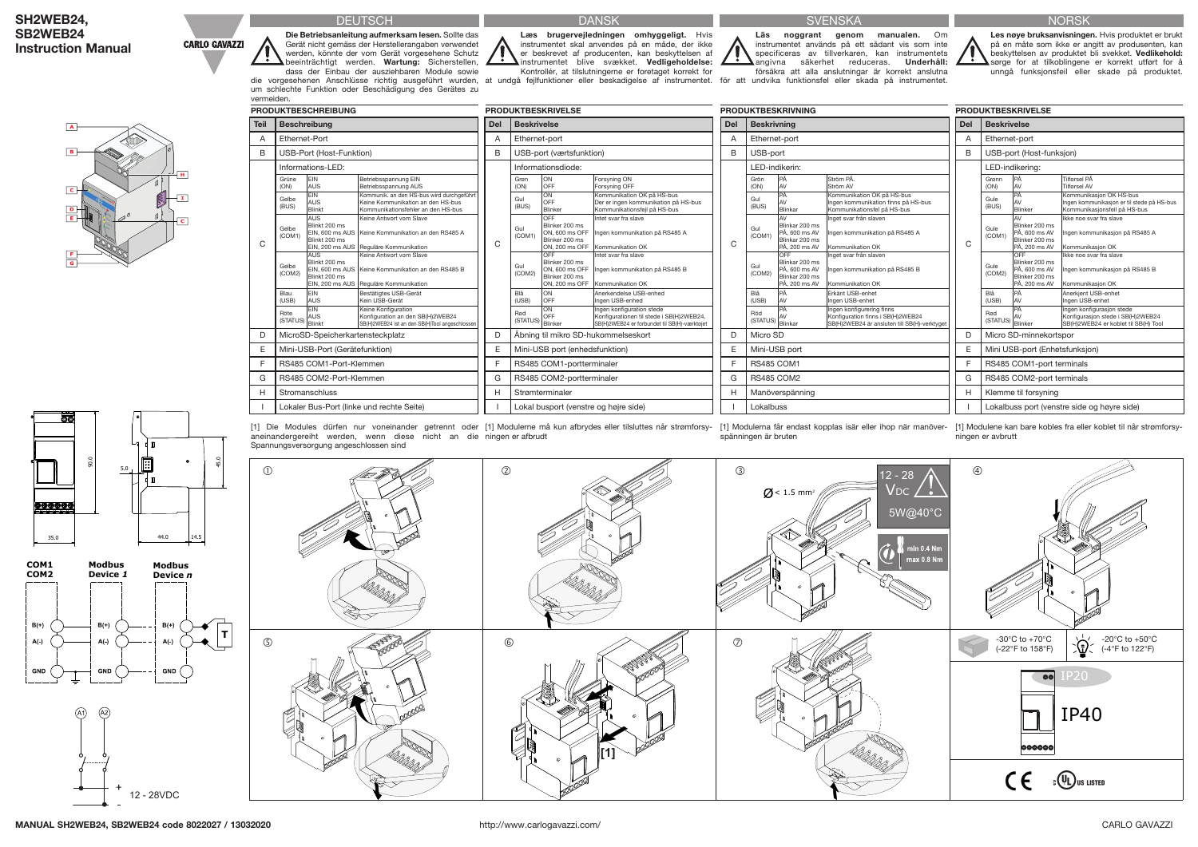# SH2WEB24, SB2WEB24 Instruction Manual

CARLO GAVAZZI

## DEUTSCH

**Die Betriebsanleitung aufmerksam lesen.** Sollte das Gerät nicht gemäss der Herstellerangaben verwendet werden, könnte der vom Gerät vorgesehene Schutz beeinträchtigt werden. **Wartung:** Sicherstellen, dass der Einbau der ausziehbaren Module sowie die vorgesehenen Anschlüsse richtig ausgeführt wurden, um schlechte Funktion oder Beschädigung des Gerätes zu vermeiden.

### PRODUKTBESCHREIBUNG

| Teil | Beschreibung | | |
|---|---|---|---|
| A | Ethernet-Port | | |
| B | USB-Port (Host-Funktion) | | |
| C | Informations-LED: | | |
| | Grüne (ON) | EIN<br>AUS | Betriebsspannung EIN<br>Betriebsspannung AUS |
| | Gelbe (BUS) | EIN<br>AUS<br>Blinkt | Kommunik. an den HS-bus wird durchgeführt<br>Keine Kommunikation an den HS-bus<br>Kommunikationsfehler an den HS-bus |
| | Gelbe (COM1) | AUS<br>Blinkt 200 ms<br>EIN, 600 ms AUS<br>Blinkt 200 ms<br>EIN, 200 ms AUS | Keine Antwort vom Slave<br>Keine Kommunikation an den RS485 A<br>Reguläre Kommunikation |
| | Gelbe (COM2) | AUS<br>Blinkt 200 ms<br>EIN, 600 ms AUS<br>Blinkt 200 ms<br>EIN, 200 ms AUS | Keine Antwort vom Slave<br>Keine Kommunikation an den RS485 B<br>Reguläre Kommunikation |
| | Blau (USB) | EIN<br>AUS | Bestätigtes USB-Gerät<br>Kein USB-Gerät |
| | Röte (STATUS) | EIN<br>AUS<br>Blinkt | Keine Konfiguration<br>Konfiguration an den SB(H)2WEB24<br>SB(H)2WEB24 ist an den SB(H)Tool angeschlossen |
| D | MicroSD-Speicherkartensteckplatz | | |
| E | Mini-USB-Port (Gerätefunktion) | | |
| F | RS485 COM1-Port-Klemmen | | |
| G | RS485 COM2-Port-Klemmen | | |
| H | Stromanschluss | | |
| I | Lokaler Bus-Port (linke und rechte Seite) | | |

[1] Die Modules dürfen nur voneinander getrennt oder aneinandergereiht werden, wenn diese nicht an die Spannungsversorgung angeschlossen sind

## DANSK

**Læs brugervejledningen omhyggeligt.** Hvis instrumentet skal anvendes på en måde, der ikke er beskrevet af producenten, kan beskyttelsen af instrumentet blive svækket. **Vedligeholdelse:** Kontrollér, at tilslutningerne er foretaget korrekt for at undgå fejlfunktioner eller beskadigelse af instrumentet.

### PRODUKTBESKRIVELSE

| Del | Beskrivelse | | |
|---|---|---|---|
| A | Ethernet-port | | |
| B | USB-port (værtsfunktion) | | |
| C | Informationsdiode: | | |
| | Grøn (ON) | ON<br>OFF | Forsyning ON<br>Forsyning OFF |
| | Gul (BUS) | ON<br>OFF<br>Blinker | Kommunikation OK på HS-bus<br>Der er ingen kommunikation på HS-bus<br>Kommunikationsfejl på HS-bus |
| | Gul (COM1) | OFF<br>Blinker 200 ms<br>ON, 600 ms OFF<br>Blinker 200 ms<br>ON, 200 ms OFF | Intet svar fra slave<br>Ingen kommunikation på RS485 A<br>Kommunikation OK |
| | Gul (COM2) | OFF<br>Blinker 200 ms<br>ON, 600 ms OFF<br>Blinker 200 ms<br>ON, 200 ms OFF | Intet svar fra slave<br>Ingen kommunikation på RS485 B<br>Kommunikation OK |
| | Blå (USB) | ON<br>OFF | Anerkendelse USB-enhed<br>Ingen USB-enhed |
| | Rød (STATUS) | ON<br>OFF<br>Blinker | Ingen konfiguration stede<br>Konfigurationen til stede i SB(H)2WEB24.<br>SB(H)2WEB24 er forbundet til SB(H)-værktøjet |
| D | Åbning til mikro SD-hukommelseskort | | |
| E | Mini-USB port (enhedsfunktion) | | |
| F | RS485 COM1-portterminaler | | |
| G | RS485 COM2-portterminaler | | |
| H | Strømterminaler | | |
| I | Lokal busport (venstre og højre side) | | |

[1] Modulerne må kun afbrydes eller tilsluttes når strømforsyningen er afbrudt

## SVENSKA

**Läs noggrant genom manualen.** Om instrumentet används på ett sådant vis som inte specificeras av tillverkaren, kan instrumentets angivna säkerhet reduceras. **Underhåll:** försäkra att alla anslutningar är korrekt anslutna för att undvika funktionsfel eller skada på instrumentet.

### PRODUKTBESKRIVNING

| Del | Beskrivning | | |
|---|---|---|---|
| A | Ethernet-port | | |
| B | USB-port | | |
| C | LED-indikerin: | | |
| | Grön (ON) | PÅ<br>AV | Ström PÅ.<br>Ström AV |
| | Gul (BUS) | PÅ<br>AV<br>Blinkar | Kommunikation OK på HS-bus<br>Ingen kommunikation finns på HS-bus<br>Kommunikationsfel på HS-bus |
| | Gul (COM1) | AV<br>Blinkar 200 ms<br>PÅ, 600 ms AV<br>Blinkar 200 ms<br>PÅ, 200 ms AV | Inget svar från slaven<br>Ingen kommunikation på RS485 A<br>Kommunikation OK |
| | Gul (COM2) | OFF<br>Blinkar 200 ms<br>PÅ, 600 ms AV<br>Blinkar 200 ms<br>PÅ, 200 ms AV | Inget svar från slaven<br>Ingen kommunikation på RS485 B<br>Kommunikation OK |
| | Blå (USB) | PÅ<br>AV | Erkänt USB-enhet<br>Ingen USB-enhet |
| | Röd (STATUS) | PÅ<br>AV<br>Blinkar | Ingen konfigurering finns<br>Konfiguration finns i SB(H)2WEB24<br>SB(H)2WEB24 är ansluten till SB(H)-verktyget |
| D | Micro SD | | |
| E | Mini-USB port | | |
| F | RS485 COM1 | | |
| G | RS485 COM2 | | |
| H | Manöverspänning | | |
| I | Lokalbuss | | |

[1] Modulerna får endast kopplas isär eller ihop när manöverspänningen är bruten

## NORSK

**Les nøye bruksanvisningen.** Hvis produktet er brukt på en måte som ikke er angitt av produsenten, kan beskyttelsen av produktet bli svekket. **Vedlikehold:** sørge for at tilkoblingene er korrekt utført for å unngå funksjonsfeil eller skade på produktet.

### PRODUKTBESKRIVELSE

| Del | Beskrivelse | | |
|---|---|---|---|
| A | Ethernet-port | | |
| B | USB-port (Host-funksjon) | | |
| C | LED-indikering: | | |
| | Grønn (ON) | PÅ<br>AV | Tilførsel PÅ<br>Tilførsel AV |
| | Gule (BUS) | PÅ<br>AV<br>Blinker | Kommunikasjon OK HS-bus<br>Ingen kommunikasjon er til stede på HS-bus<br>Kommunikasjonsfeil på HS-bus |
| | Gule (COM1) | AV<br>Blinker 200 ms<br>PÅ, 600 ms AV<br>Blinker 200 ms<br>PÅ, 200 ms AV | Ikke noe svar fra slave<br>Ingen kommunikasjon på RS485 A<br>Kommunikasjon OK |
| | Gule (COM2) | OFF<br>Blinker 200 ms<br>PÅ, 600 ms AV<br>Blinker 200 ms<br>PÅ, 200 ms AV | Ikke noe svar fra slave<br>Ingen kommunikasjon på RS485 B<br>Kommunikasjon OK |
| | Blå (USB) | PÅ<br>AV | Anerkjent USB-enhet<br>Ingen USB-enhet |
| | Rød (STATUS) | PÅ<br>AV<br>Blinker | Ingen konfigurasjon stede<br>Konfigurasjon stede i SB(H)2WEB24<br>SB(H)2WEB24 er koblet til SB(H) Tool |
| D | Micro SD-minnekortspor | | |
| E | Mini USB-port (Enhetsfunksjon) | | |
| F | RS485 COM1-port terminals | | |
| G | RS485 COM2-port terminals | | |
| H | Klemme til forsyning | | |
| I | Lokalbuss port (venstre side og høyre side) | | |

[1] Modulene kan bare kobles fra eller koblet til når strømforsyningen er avbrutt

90.0

5.0

45.0

35.0

44.0

14.5

COM1
COM2

Modbus Device *1*

Modbus Device *n*

B(+)
A(-)
GND

T

A1
A2

12 - 28VDC

①
②
③
④
⑤
⑥
⑦

Ø < 1.5 mm²

12 - 28 $V_{DC}$

5W@40°C

min 0.4 Nm
max 0.8 Nm

[1]

-30°C to +70°C
(-22°F to 158°F)

-20°C to +50°C
(-4°F to 122°F)

IP20

IP40

CE

c UL us LISTED

MANUAL SH2WEB24, SB2WEB24 code 8022027 / 13032020

http://www.carlogavazzi.com/

CARLO GAVAZZI